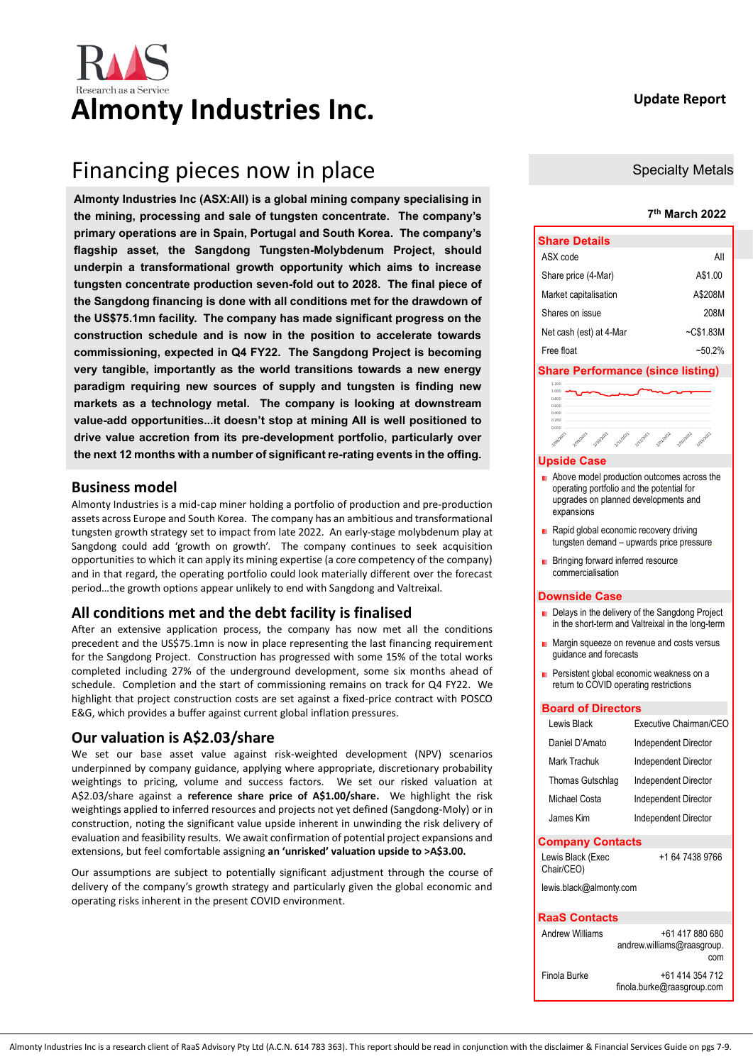# Almonty Industries Inc.

**Update Report**

## Financing pieces now in place

**Specialty Metals**

**7th March 2022**

**Almonty Industries Inc (ASX:AII) is a global mining company specialising in the mining, processing and sale of tungsten concentrate. The company's primary operations are in Spain, Portugal and South Korea. The company's flagship asset, the Sangdong Tungsten-Molybdenum Project, should underpin a transformational growth opportunity which aims to increase tungsten concentrate production seven-fold out to 2028. The final piece of the Sangdong financing is done with all conditions met for the drawdown of the US$75.1mn facility. The company has made significant progress on the construction schedule and is now in the position to accelerate towards commissioning, expected in Q4 FY22. The Sangdong Project is becoming very tangible, importantly as the world transitions towards a new energy paradigm requiring new sources of supply and tungsten is finding new markets as a technology metal. The company is looking at downstream value-add opportunities…it doesn't stop at mining AII is well positioned to drive value accretion from its pre-development portfolio, particularly over the next 12 months with a number of significant re-rating events in the offing.**

### Business model

Almonty Industries is a mid-cap miner holding a portfolio of production and pre-production assets across Europe and South Korea. The company has an ambitious and transformational tungsten growth strategy set to impact from late 2022. An early-stage molybdenum play at Sangdong could add 'growth on growth'. The company continues to seek acquisition opportunities to which it can apply its mining expertise (a core competency of the company) and in that regard, the operating portfolio could look materially different over the forecast period…the growth options appear unlikely to end with Sangdong and Valtreixal.

### All conditions met and the debt facility is finalised

After an extensive application process, the company has now met all the conditions precedent and the US$75.1mn is now in place representing the last financing requirement for the Sangdong Project. Construction has progressed with some 15% of the total works completed including 27% of the underground development, some six months ahead of schedule. Completion and the start of commissioning remains on track for Q4 FY22. We highlight that project construction costs are set against a fixed-price contract with POSCO E&G, which provides a buffer against current global inflation pressures.

### Our valuation is A$2.03/share

We set our base asset value against risk-weighted development (NPV) scenarios underpinned by company guidance, applying where appropriate, discretionary probability weightings to pricing, volume and success factors. We set our risked valuation at A$2.03/share against a **reference share price of A$1.00/share.** We highlight the risk weightings applied to inferred resources and projects not yet defined (Sangdong-Moly) or in construction, noting the significant value upside inherent in unwinding the risk delivery of evaluation and feasibility results. We await confirmation of potential project expansions and extensions, but feel comfortable assigning **an 'unrisked' valuation upside to >A$3.00.**

Our assumptions are subject to potentially significant adjustment through the course of delivery of the company's growth strategy and particularly given the global economic and operating risks inherent in the present COVID environment.

### Share Details

| | |
|---|---|
| ASX code | AII |
| Share price (4-Mar) | A$1.00 |
| Market capitalisation | A$208M |
| Shares on issue | 208M |
| Net cash (est) at 4-Mar | ~C$1.83M |
| Free float | ~50.2% |

### Share Performance (since listing)

### Upside Case

- Above model production outcomes across the operating portfolio and the potential for upgrades on planned developments and expansions
- Rapid global economic recovery driving tungsten demand – upwards price pressure
- Bringing forward inferred resource commercialisation

### Downside Case

- Delays in the delivery of the Sangdong Project in the short-term and Valtreixal in the long-term
- Margin squeeze on revenue and costs versus guidance and forecasts
- Persistent global economic weakness on a return to COVID operating restrictions

### Board of Directors

| | |
|---|---|
| Lewis Black | Executive Chairman/CEO |
| Daniel D'Amato | Independent Director |
| Mark Trachuk | Independent Director |
| Thomas Gutschlag | Independent Director |
| Michael Costa | Independent Director |
| James Kim | Independent Director |

### Company Contacts

Lewis Black (Exec Chair/CEO) +1 64 7438 9766

lewis.black@almonty.com

### RaaS Contacts

Andrew Williams +61 417 880 680 andrew.williams@raasgroup.com

Finola Burke +61 414 354 712 finola.burke@raasgroup.com

Almonty Industries Inc is a research client of RaaS Advisory Pty Ltd (A.C.N. 614 783 363). This report should be read in conjunction with the disclaimer & Financial Services Guide on pgs 7-9.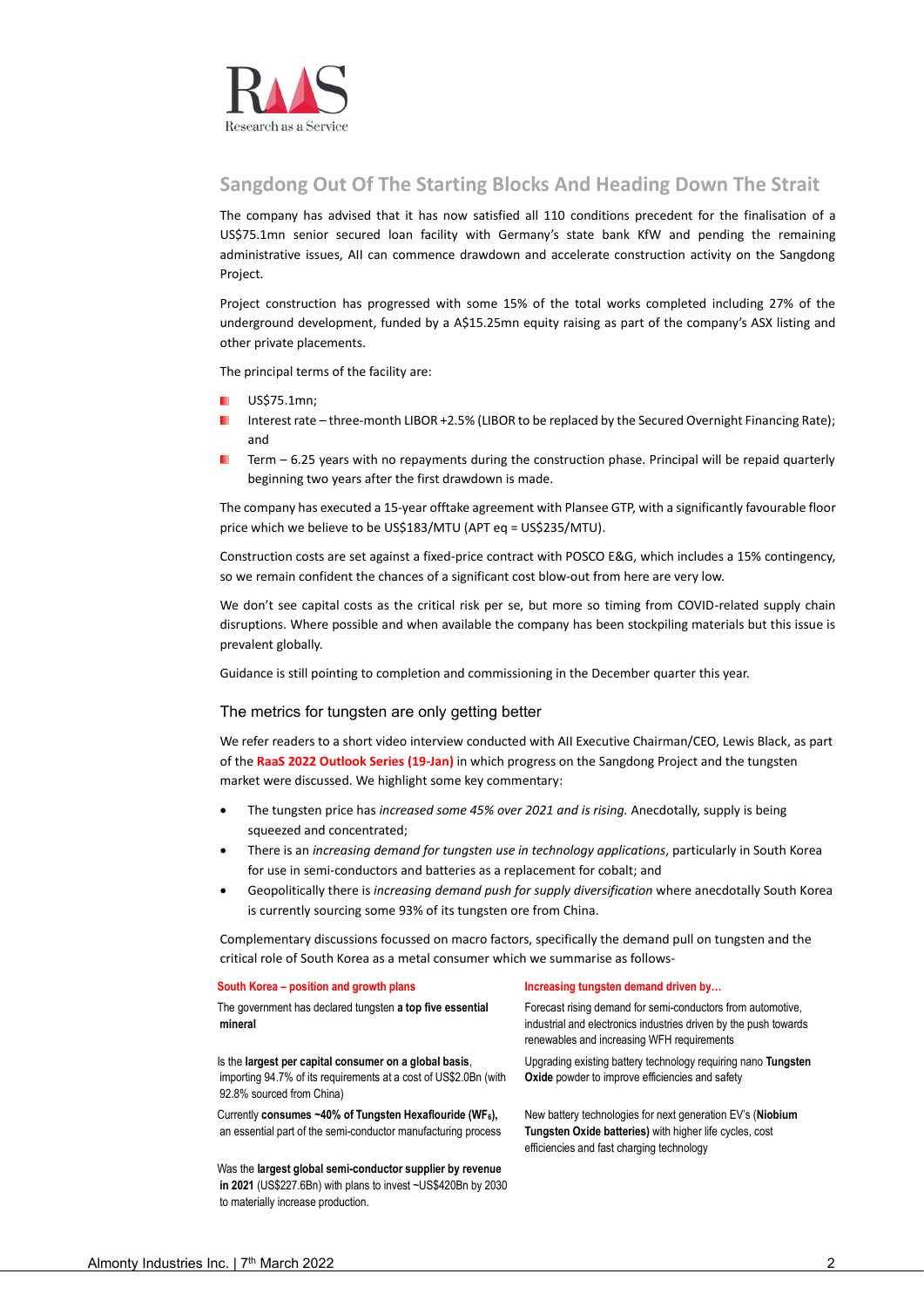## Sangdong Out Of The Starting Blocks And Heading Down The Strait

The company has advised that it has now satisfied all 110 conditions precedent for the finalisation of a US$75.1mn senior secured loan facility with Germany's state bank KfW and pending the remaining administrative issues, AII can commence drawdown and accelerate construction activity on the Sangdong Project.

Project construction has progressed with some 15% of the total works completed including 27% of the underground development, funded by a A$15.25mn equity raising as part of the company's ASX listing and other private placements.

The principal terms of the facility are:

- US$75.1mn;
- Interest rate – three-month LIBOR +2.5% (LIBOR to be replaced by the Secured Overnight Financing Rate); and
- Term – 6.25 years with no repayments during the construction phase. Principal will be repaid quarterly beginning two years after the first drawdown is made.

The company has executed a 15-year offtake agreement with Plansee GTP, with a significantly favourable floor price which we believe to be US$183/MTU (APT eq = US$235/MTU).

Construction costs are set against a fixed-price contract with POSCO E&G, which includes a 15% contingency, so we remain confident the chances of a significant cost blow-out from here are very low.

We don't see capital costs as the critical risk per se, but more so timing from COVID-related supply chain disruptions. Where possible and when available the company has been stockpiling materials but this issue is prevalent globally.

Guidance is still pointing to completion and commissioning in the December quarter this year.

### The metrics for tungsten are only getting better

We refer readers to a short video interview conducted with AII Executive Chairman/CEO, Lewis Black, as part of the **RaaS 2022 Outlook Series (19-Jan)** in which progress on the Sangdong Project and the tungsten market were discussed. We highlight some key commentary:

- The tungsten price has *increased some 45% over 2021 and is rising.* Anecdotally, supply is being squeezed and concentrated;
- There is an *increasing demand for tungsten use in technology applications*, particularly in South Korea for use in semi-conductors and batteries as a replacement for cobalt; and
- Geopolitically there is *increasing demand push for supply diversification* where anecdotally South Korea is currently sourcing some 93% of its tungsten ore from China.

Complementary discussions focussed on macro factors, specifically the demand pull on tungsten and the critical role of South Korea as a metal consumer which we summarise as follows-

| South Korea – position and growth plans | Increasing tungsten demand driven by… |
|---|---|
| The government has declared tungsten **a top five essential mineral** | Forecast rising demand for semi-conductors from automotive, industrial and electronics industries driven by the push towards renewables and increasing WFH requirements |
| Is the **largest per capita consumer on a global basis**, importing 94.7% of its requirements at a cost of US$2.0Bn (with 92.8% sourced from China) | Upgrading existing battery technology requiring nano **Tungsten Oxide** powder to improve efficiencies and safety |
| Currently **consumes ~40% of Tungsten Hexaflouride ($WF_6$)**, an essential part of the semi-conductor manufacturing process | New battery technologies for next generation EV's (**Niobium Tungsten Oxide batteries)** with higher life cycles, cost efficiencies and fast charging technology |
| Was the **largest global semi-conductor supplier by revenue in 2021** (US$227.6Bn) with plans to invest ~US$420Bn by 2030 to materially increase production. | |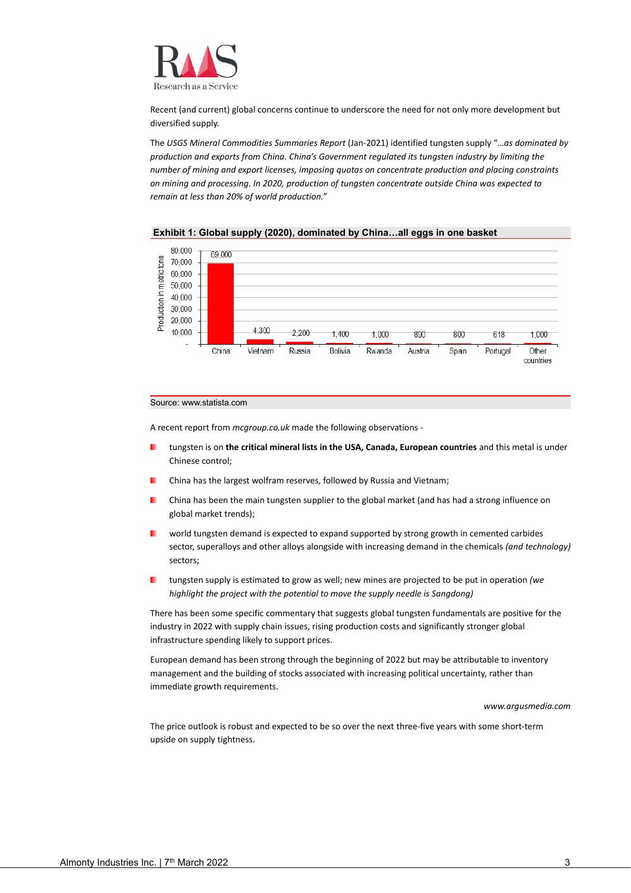Recent (and current) global concerns continue to underscore the need for not only more development but diversified supply.

The *USGS Mineral Commodities Summaries Report* (Jan-2021) identified tungsten supply "*…as dominated by production and exports from China. China's Government regulated its tungsten industry by limiting the number of mining and export licenses, imposing quotas on concentrate production and placing constraints on mining and processing. In 2020, production of tungsten concentrate outside China was expected to remain at less than 20% of world production.*"

**Exhibit 1: Global supply (2020), dominated by China…all eggs in one basket**

| Country | Production in metric tons |
|---|---|
| China | 69,000 |
| Vietnam | 4,300 |
| Russia | 2,200 |
| Bolivia | 1,400 |
| Rwanda | 1,000 |
| Austria | 890 |
| Spain | 800 |
| Portugal | 618 |
| Other countries | 1,000 |

Source: www.statista.com

A recent report from *mcgroup.co.uk* made the following observations -

- tungsten is on **the critical mineral lists in the USA, Canada, European countries** and this metal is under Chinese control;
- China has the largest wolfram reserves, followed by Russia and Vietnam;
- China has been the main tungsten supplier to the global market (and has had a strong influence on global market trends);
- world tungsten demand is expected to expand supported by strong growth in cemented carbides sector, superalloys and other alloys alongside with increasing demand in the chemicals *(and technology)* sectors;
- tungsten supply is estimated to grow as well; new mines are projected to be put in operation *(we highlight the project with the potential to move the supply needle is Sangdong)*

There has been some specific commentary that suggests global tungsten fundamentals are positive for the industry in 2022 with supply chain issues, rising production costs and significantly stronger global infrastructure spending likely to support prices.

European demand has been strong through the beginning of 2022 but may be attributable to inventory management and the building of stocks associated with increasing political uncertainty, rather than immediate growth requirements.

*www.argusmedia.com*

The price outlook is robust and expected to be so over the next three-five years with some short-term upside on supply tightness.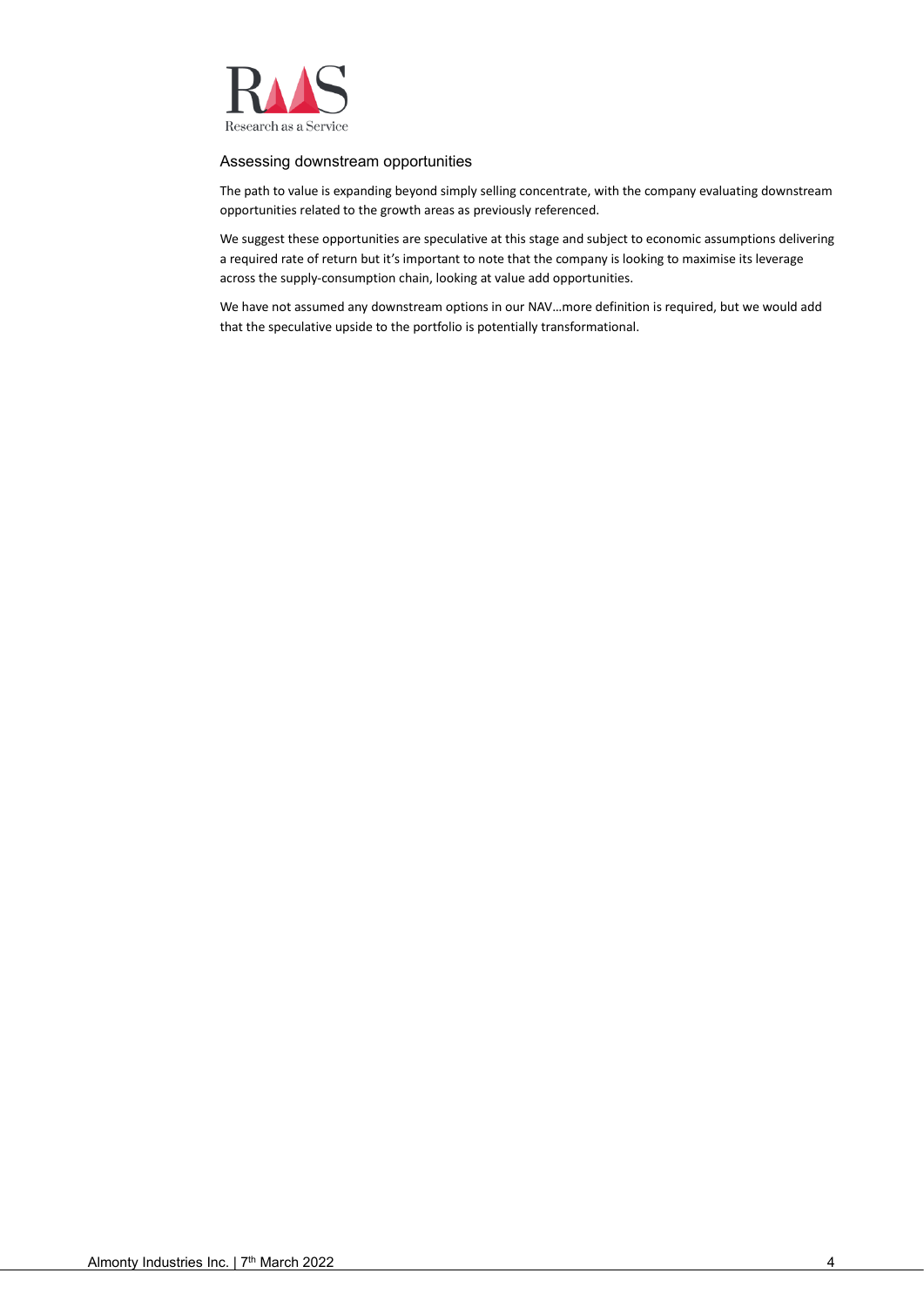## Assessing downstream opportunities

The path to value is expanding beyond simply selling concentrate, with the company evaluating downstream opportunities related to the growth areas as previously referenced.

We suggest these opportunities are speculative at this stage and subject to economic assumptions delivering a required rate of return but it's important to note that the company is looking to maximise its leverage across the supply-consumption chain, looking at value add opportunities.

We have not assumed any downstream options in our NAV…more definition is required, but we would add that the speculative upside to the portfolio is potentially transformational.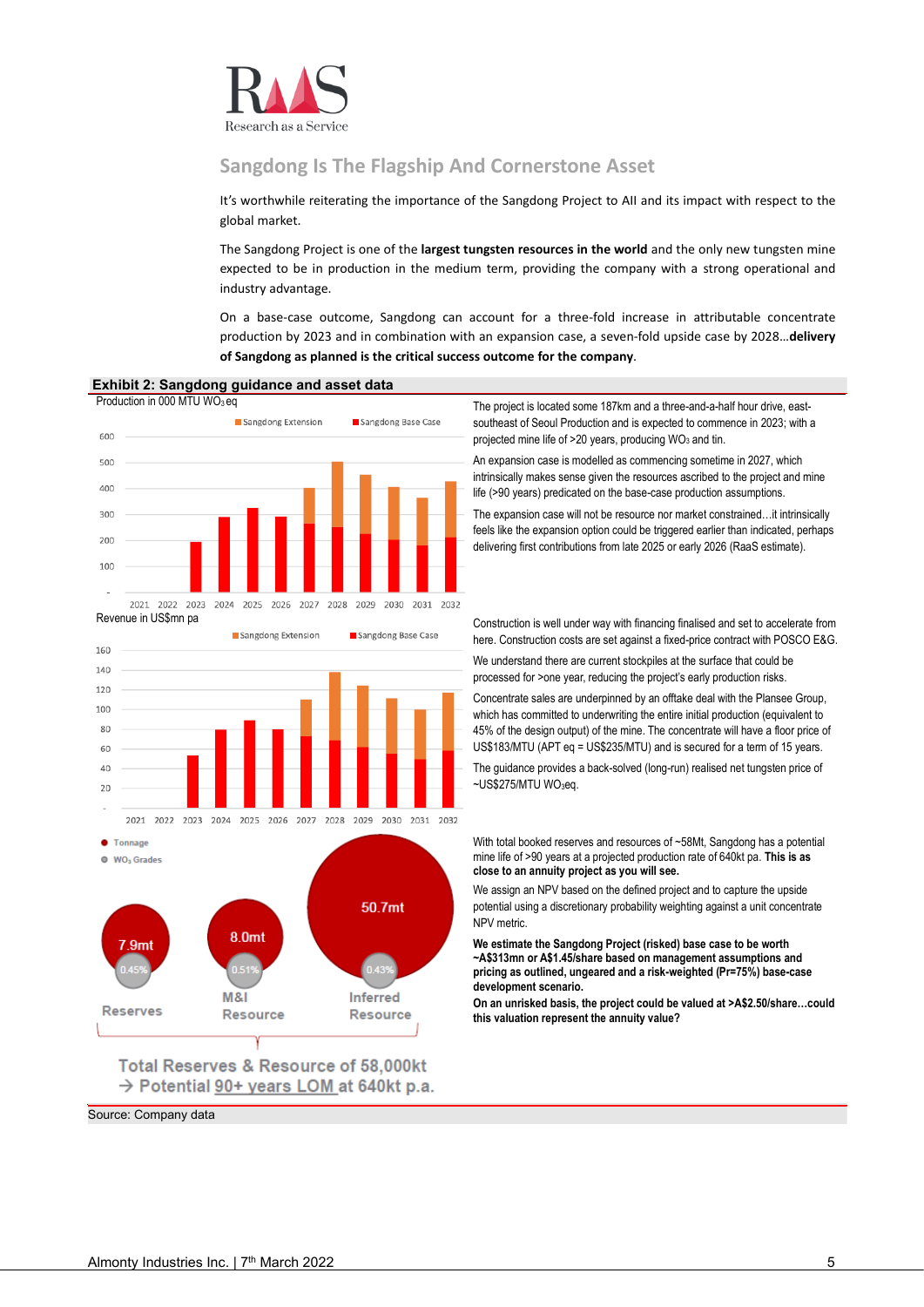## Sangdong Is The Flagship And Cornerstone Asset

It's worthwhile reiterating the importance of the Sangdong Project to AII and its impact with respect to the global market.

The Sangdong Project is one of the **largest tungsten resources in the world** and the only new tungsten mine expected to be in production in the medium term, providing the company with a strong operational and industry advantage.

On a base-case outcome, Sangdong can account for a three-fold increase in attributable concentrate production by 2023 and in combination with an expansion case, a seven-fold upside case by 2028…**delivery of Sangdong as planned is the critical success outcome for the company**.

**Exhibit 2: Sangdong guidance and asset data**

Production in 000 MTU $WO_3$ eq

Sangdong Extension | Sangdong Base Case

Revenue in US$mn pa

Sangdong Extension | Sangdong Base Case

Tonnage | $WO_3$ Grades

Reserves: 7.9mt, 0.45% | M&I Resource: 8.0mt, 0.51% | Inferred Resource: 50.7mt, 0.43%

Total Reserves & Resource of 58,000kt
→ Potential 90+ years LOM at 640kt p.a.

The project is located some 187km and a three-and-a-half hour drive, east-southeast of Seoul Production and is expected to commence in 2023; with a projected mine life of >20 years, producing $WO_3$ and tin.

An expansion case is modelled as commencing sometime in 2027, which intrinsically makes sense given the resources ascribed to the project and mine life (>90 years) predicated on the base-case production assumptions.

The expansion case will not be resource nor market constrained…it intrinsically feels like the expansion option could be triggered earlier than indicated, perhaps delivering first contributions from late 2025 or early 2026 (RaaS estimate).

Construction is well under way with financing finalised and set to accelerate from here. Construction costs are set against a fixed-price contract with POSCO E&G.

We understand there are current stockpiles at the surface that could be processed for >one year, reducing the project's early production risks.

Concentrate sales are underpinned by an offtake deal with the Plansee Group, which has committed to underwriting the entire initial production (equivalent to 45% of the design output) of the mine. The concentrate will have a floor price of US$183/MTU (APT eq = US$235/MTU) and is secured for a term of 15 years.

The guidance provides a back-solved (long-run) realised net tungsten price of ~US$275/MTU $WO_3$eq.

With total booked reserves and resources of ~58Mt, Sangdong has a potential mine life of >90 years at a projected production rate of 640kt pa. **This is as close to an annuity project as you will see.**

We assign an NPV based on the defined project and to capture the upside potential using a discretionary probability weighting against a unit concentrate NPV metric.

**We estimate the Sangdong Project (risked) base case to be worth ~A$313mn or A$1.45/share based on management assumptions and pricing as outlined, ungeared and a risk-weighted (Pr=75%) base-case development scenario.**

**On an unrisked basis, the project could be valued at >A$2.50/share…could this valuation represent the annuity value?**

Source: Company data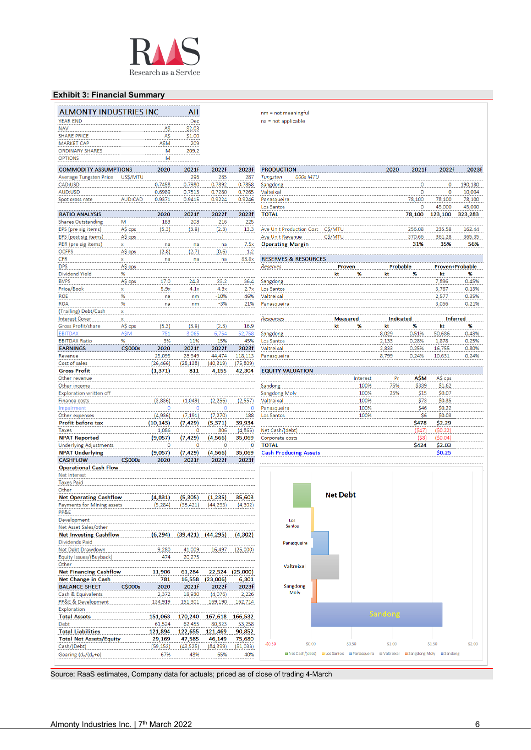## Exhibit 3: Financial Summary

| ALMONTY INDUSTRIES INC | | AII |
|---|---|---|
| YEAR END | | Dec |
| NAV | A$ | $2.03 |
| SHARE PRICE | A$ | $1.00 |
| MARKET CAP | A$M | 209 |
| ORDINARY SHARES | M | 209.2 |
| OPTIONS | M | |

nm = not meaningful
na = not applicable

| COMMODITY ASSUMPTIONS | | 2020 | 2021f | 2022f | 2023f |
|---|---|---|---|---|---|
| Average Tungsten Price | US$/MTU | | 296 | 285 | 287 |
| CAD:USD | | 0.7458 | 0.7980 | 0.7892 | 0.7858 |
| AUD:USD | | 0.6989 | 0.7513 | 0.7280 | 0.7265 |
| Spot cross rate | AUD:CAD | 0.9371 | 0.9415 | 0.9224 | 0.9246 |

| RATIO ANALYSIS | | 2020 | 2021f | 2022f | 2023f |
|---|---|---|---|---|---|
| Shares Outstanding | M | 183 | 208 | 216 | 225 |
| EPS (pre sig items) | A$ cps | (5.3) | (3.8) | (2.3) | 13.3 |
| EPS (post sig items) | A$ cps | | | | |
| PER (pre sig items) | x | na | na | na | 7.5x |
| OCFPS | A$ cps | (2.8) | (2.7) | (0.6) | 1.2 |
| CFR | x | na | na | na | 83.8x |
| DPS | A$ cps | | | | |
| Dividend Yield | % | | | | |
| BVPS | A$ cps | 17.0 | 24.3 | 23.2 | 36.4 |
| Price/Book | x | 5.9x | 4.1x | 4.3x | 2.7x |
| ROE | % | na | nm | -10% | 46% |
| ROA | % | na | nm | -3% | 21% |
| (Trailing) Debt/Cash | x | | | | |
| Interest Cover | x | | | | |
| Gross Profit/share | A$ cps | (5.3) | (3.8) | (2.3) | 16.9 |
| EBITDAX | A$M | 751 | 3,065 | 6,754 | 52,758 |
| EBITDAX Ratio | % | 3% | 11% | 15% | 45% |

| EARNINGS | C$000s | 2020 | 2021f | 2022f | 2023f |
|---|---|---|---|---|---|
| Revenue | | 25,095 | 28,949 | 44,474 | 118,113 |
| Cost of sales | | (26,466) | (28,138) | (40,319) | (75,809) |
| **Gross Profit** | | (1,371) | 811 | 4,155 | 42,304 |
| Other revenue | | | | | |
| Other income | | | | | |
| Exploration written off | | | | | |
| Finance costs | | (3,836) | (1,049) | (2,256) | (2,557) |
| Impairment | | 0 | 0 | 0 | 0 |
| Other expenses | | (4,936) | (7,191) | (7,270) | 188 |
| **Profit before tax** | | (10,143) | (7,429) | (5,371) | 39,934 |
| Taxes | | 1,086 | 0 | 806 | (4,865) |
| **NPAT Reported** | | (9,057) | (7,429) | (4,566) | 35,069 |
| Underlying Adjustments | | 0 | 0 | 0 | 0 |
| **NPAT Underlying** | | (9,057) | (7,429) | (4,566) | 35,069 |

| CASHFLOW | C$000s | 2020 | 2021f | 2022f | 2023f |
|---|---|---|---|---|---|
| **Operational Cash Flow** | | | | | |
| Net Interest | | | | | |
| Taxes Paid | | | | | |
| Other | | | | | |
| **Net Operating Cashflow** | | (4,831) | (5,305) | (1,235) | 35,603 |
| Payments for Mining assets | | (5,284) | (38,421) | (44,295) | (4,302) |
| PP&E | | | | | |
| Development | | | | | |
| Net Asset Sales/other | | | | | |
| **Net Investing Cashflow** | | (6,294) | (39,421) | (44,295) | (4,302) |
| Dividends Paid | | | | | |
| Net Debt Drawdown | | 9,280 | 41,009 | 16,497 | (25,000) |
| Equity Issues/(Buyback) | | 474 | 20,275 | | |
| Other | | | | | |
| **Net Financing Cashflow** | | 11,906 | 61,284 | 22,524 | (25,000) |
| **Net Change in Cash** | | 781 | 16,558 | (23,006) | 6,301 |

| BALANCE SHEET | C$000s | 2020 | 2021f | 2022f | 2023f |
|---|---|---|---|---|---|
| Cash & Equivalents | | 2,372 | 18,930 | (4,076) | 2,226 |
| PP&E & Development | | 134,919 | 151,301 | 169,190 | 162,714 |
| Exploration | | | | | |
| **Total Assets** | | 151,063 | 170,240 | 167,618 | 166,532 |
| Debt | | 61,524 | 62,455 | 80,323 | 53,258 |
| **Total Liabilities** | | 121,894 | 122,655 | 121,469 | 90,852 |
| **Total Net Assets/Equity** | | 29,169 | 47,585 | 46,149 | 75,680 |
| Cash/(Debt) | | (59,152) | (43,525) | (84,399) | (51,033) |
| Gearing (d./(d.+e)) | | 67% | 48% | 65% | 40% |

| PRODUCTION | | 2020 | 2021f | 2022f | 2023f |
|---|---|---|---|---|---|
| *Tungsten* | *000s MTU* | | | | |
| Sangdong | | | 0 | 0 | 190,180 |
| Valteixal | | | 0 | 0 | 10,004 |
| Panasqueira | | | 78,100 | 78,100 | 78,100 |
| Los Santos | | | 0 | 45,000 | 45,000 |
| **TOTAL** | | | 78,100 | 123,100 | 323,283 |
| Ave Unit Production Cost | C$/MTU | | 256.08 | 235.58 | 162.44 |
| Ave Unit Revenue | C$/MTU | | 370.66 | 361.28 | 365.35 |
| **Operating Margin** | | | 31% | 35% | 56% |

| RESERVES & RESOURCES | Proven | | Probable | | Proven+Probable | |
|---|---|---|---|---|---|---|
| *Reserves* | kt | % | kt | % | kt | % |
| Sangdong | | | | | 7,896 | 0.45% |
| Los Santos | | | | | 3,767 | 0.13% |
| Valteixal | | | | | 2,577 | 0.35% |
| Panasqueira | | | | | 3,056 | 0.21% |
| *Resources* | **Measured** | | **Indicated** | | **Inferred** | |
| | kt | % | kt | % | kt | % |
| Sangdong | | | 8,029 | 0.51% | 50,686 | 0.43% |
| Los Santos | | | 2,133 | 0.28% | 1,878 | 0.25% |
| Valteixal | | | 2,833 | 0.25% | 16,755 | 0.80% |
| Panasqueira | | | 8,799 | 0.24% | 10,631 | 0.24% |

| EQUITY VALUATION | Interest | Pr | A$M | A$ cps |
|---|---|---|---|---|
| Sandong | 100% | 75% | $339 | $1.62 |
| Sangdong Moly | 100% | 25% | $15 | $0.07 |
| Valteixal | 100% | | $73 | $0.35 |
| Panasqueira | 100% | | $46 | $0.22 |
| Los Santos | 100% | | $6 | $0.03 |
| | | | **$478** | **$2.29** |
| Net Cash/(debt) | | | ($47) | ($0.22) |
| Corporate costs | | | ($8) | ($0.04) |
| **TOTAL** | | | **$424** | **$2.03** |
| Cash Producing Assets | | | | $0.25 |

Source: RaaS estimates, Company data for actuals; priced as of close of trading 4-March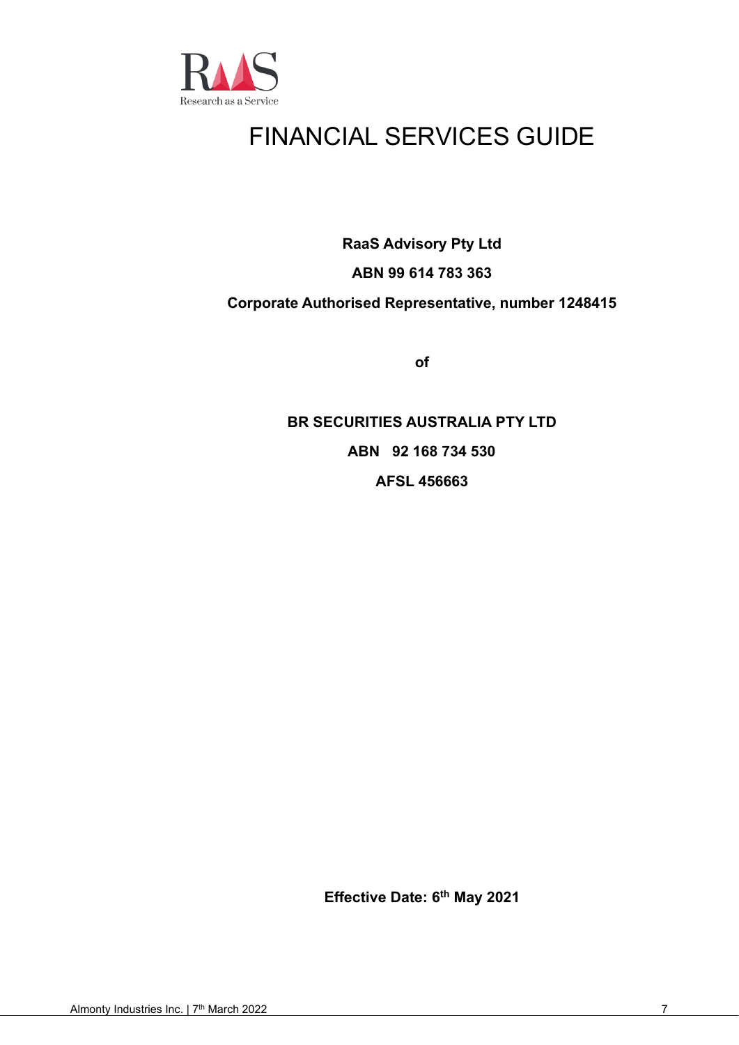# FINANCIAL SERVICES GUIDE

**RaaS Advisory Pty Ltd**

**ABN 99 614 783 363**

**Corporate Authorised Representative, number 1248415**

**of**

**BR SECURITIES AUSTRALIA PTY LTD**

**ABN 92 168 734 530**

**AFSL 456663**

**Effective Date: 6th May 2021**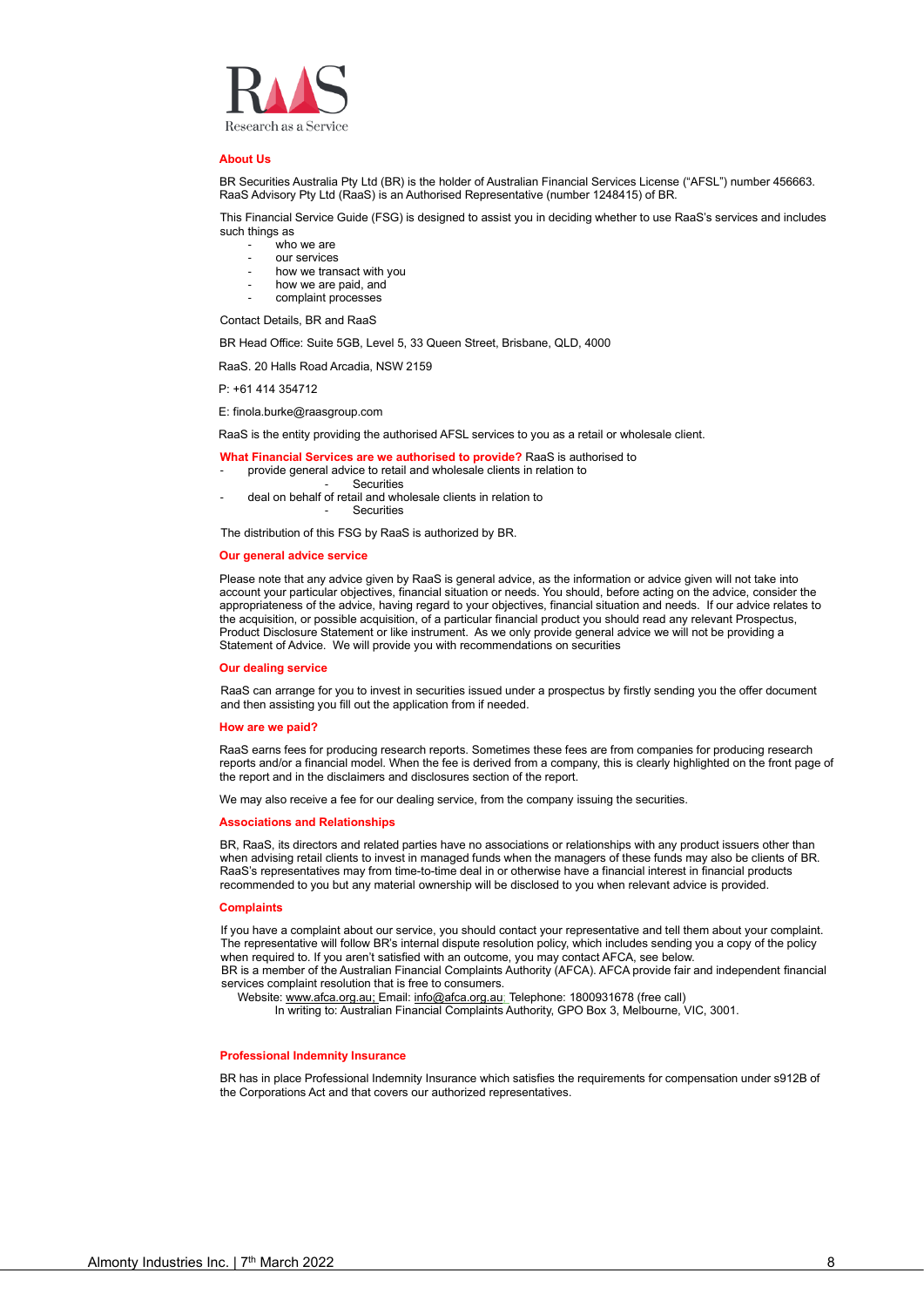RAAS

Research as a Service

## About Us

BR Securities Australia Pty Ltd (BR) is the holder of Australian Financial Services License ("AFSL") number 456663. RaaS Advisory Pty Ltd (RaaS) is an Authorised Representative (number 1248415) of BR.

This Financial Service Guide (FSG) is designed to assist you in deciding whether to use RaaS's services and includes such things as

- who we are
- our services
- how we transact with you
- how we are paid, and
- complaint processes

Contact Details, BR and RaaS

BR Head Office: Suite 5GB, Level 5, 33 Queen Street, Brisbane, QLD, 4000

RaaS. 20 Halls Road Arcadia, NSW 2159

P: +61 414 354712

E: finola.burke@raasgroup.com

RaaS is the entity providing the authorised AFSL services to you as a retail or wholesale client.

**What Financial Services are we authorised to provide?** RaaS is authorised to

- provide general advice to retail and wholesale clients in relation to
  - Securities
- deal on behalf of retail and wholesale clients in relation to
  - Securities

The distribution of this FSG by RaaS is authorized by BR.

## Our general advice service

Please note that any advice given by RaaS is general advice, as the information or advice given will not take into account your particular objectives, financial situation or needs. You should, before acting on the advice, consider the appropriateness of the advice, having regard to your objectives, financial situation and needs. If our advice relates to the acquisition, or possible acquisition, of a particular financial product you should read any relevant Prospectus, Product Disclosure Statement or like instrument. As we only provide general advice we will not be providing a Statement of Advice. We will provide you with recommendations on securities

## Our dealing service

RaaS can arrange for you to invest in securities issued under a prospectus by firstly sending you the offer document and then assisting you fill out the application from if needed.

## How are we paid?

RaaS earns fees for producing research reports. Sometimes these fees are from companies for producing research reports and/or a financial model. When the fee is derived from a company, this is clearly highlighted on the front page of the report and in the disclaimers and disclosures section of the report.

We may also receive a fee for our dealing service, from the company issuing the securities.

## Associations and Relationships

BR, RaaS, its directors and related parties have no associations or relationships with any product issuers other than when advising retail clients to invest in managed funds when the managers of these funds may also be clients of BR. RaaS's representatives may from time-to-time deal in or otherwise have a financial interest in financial products recommended to you but any material ownership will be disclosed to you when relevant advice is provided.

## Complaints

If you have a complaint about our service, you should contact your representative and tell them about your complaint. The representative will follow BR's internal dispute resolution policy, which includes sending you a copy of the policy when required to. If you aren't satisfied with an outcome, you may contact AFCA, see below.
BR is a member of the Australian Financial Complaints Authority (AFCA). AFCA provide fair and independent financial services complaint resolution that is free to consumers.

Website: www.afca.org.au; Email: info@afca.org.au; Telephone: 1800931678 (free call)
In writing to: Australian Financial Complaints Authority, GPO Box 3, Melbourne, VIC, 3001.

## Professional Indemnity Insurance

BR has in place Professional Indemnity Insurance which satisfies the requirements for compensation under s912B of the Corporations Act and that covers our authorized representatives.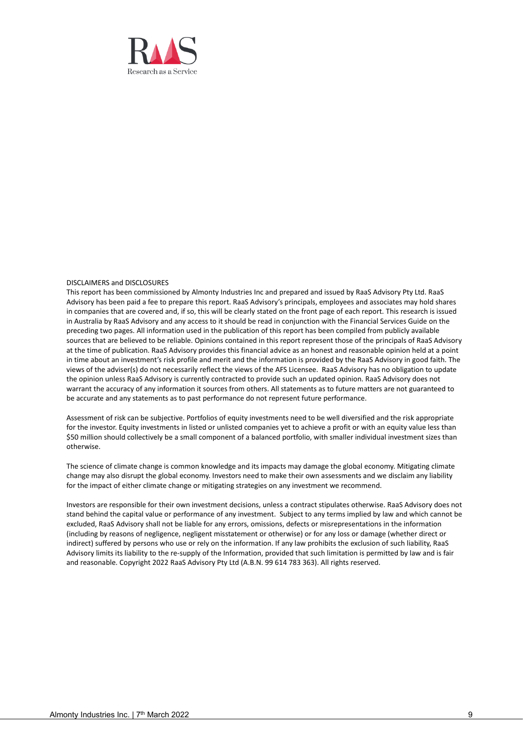DISCLAIMERS and DISCLOSURES

This report has been commissioned by Almonty Industries Inc and prepared and issued by RaaS Advisory Pty Ltd. RaaS Advisory has been paid a fee to prepare this report. RaaS Advisory's principals, employees and associates may hold shares in companies that are covered and, if so, this will be clearly stated on the front page of each report. This research is issued in Australia by RaaS Advisory and any access to it should be read in conjunction with the Financial Services Guide on the preceding two pages. All information used in the publication of this report has been compiled from publicly available sources that are believed to be reliable. Opinions contained in this report represent those of the principals of RaaS Advisory at the time of publication. RaaS Advisory provides this financial advice as an honest and reasonable opinion held at a point in time about an investment's risk profile and merit and the information is provided by the RaaS Advisory in good faith. The views of the adviser(s) do not necessarily reflect the views of the AFS Licensee. RaaS Advisory has no obligation to update the opinion unless RaaS Advisory is currently contracted to provide such an updated opinion. RaaS Advisory does not warrant the accuracy of any information it sources from others. All statements as to future matters are not guaranteed to be accurate and any statements as to past performance do not represent future performance.

Assessment of risk can be subjective. Portfolios of equity investments need to be well diversified and the risk appropriate for the investor. Equity investments in listed or unlisted companies yet to achieve a profit or with an equity value less than $50 million should collectively be a small component of a balanced portfolio, with smaller individual investment sizes than otherwise.

The science of climate change is common knowledge and its impacts may damage the global economy. Mitigating climate change may also disrupt the global economy. Investors need to make their own assessments and we disclaim any liability for the impact of either climate change or mitigating strategies on any investment we recommend.

Investors are responsible for their own investment decisions, unless a contract stipulates otherwise. RaaS Advisory does not stand behind the capital value or performance of any investment. Subject to any terms implied by law and which cannot be excluded, RaaS Advisory shall not be liable for any errors, omissions, defects or misrepresentations in the information (including by reasons of negligence, negligent misstatement or otherwise) or for any loss or damage (whether direct or indirect) suffered by persons who use or rely on the information. If any law prohibits the exclusion of such liability, RaaS Advisory limits its liability to the re-supply of the Information, provided that such limitation is permitted by law and is fair and reasonable. Copyright 2022 RaaS Advisory Pty Ltd (A.B.N. 99 614 783 363). All rights reserved.